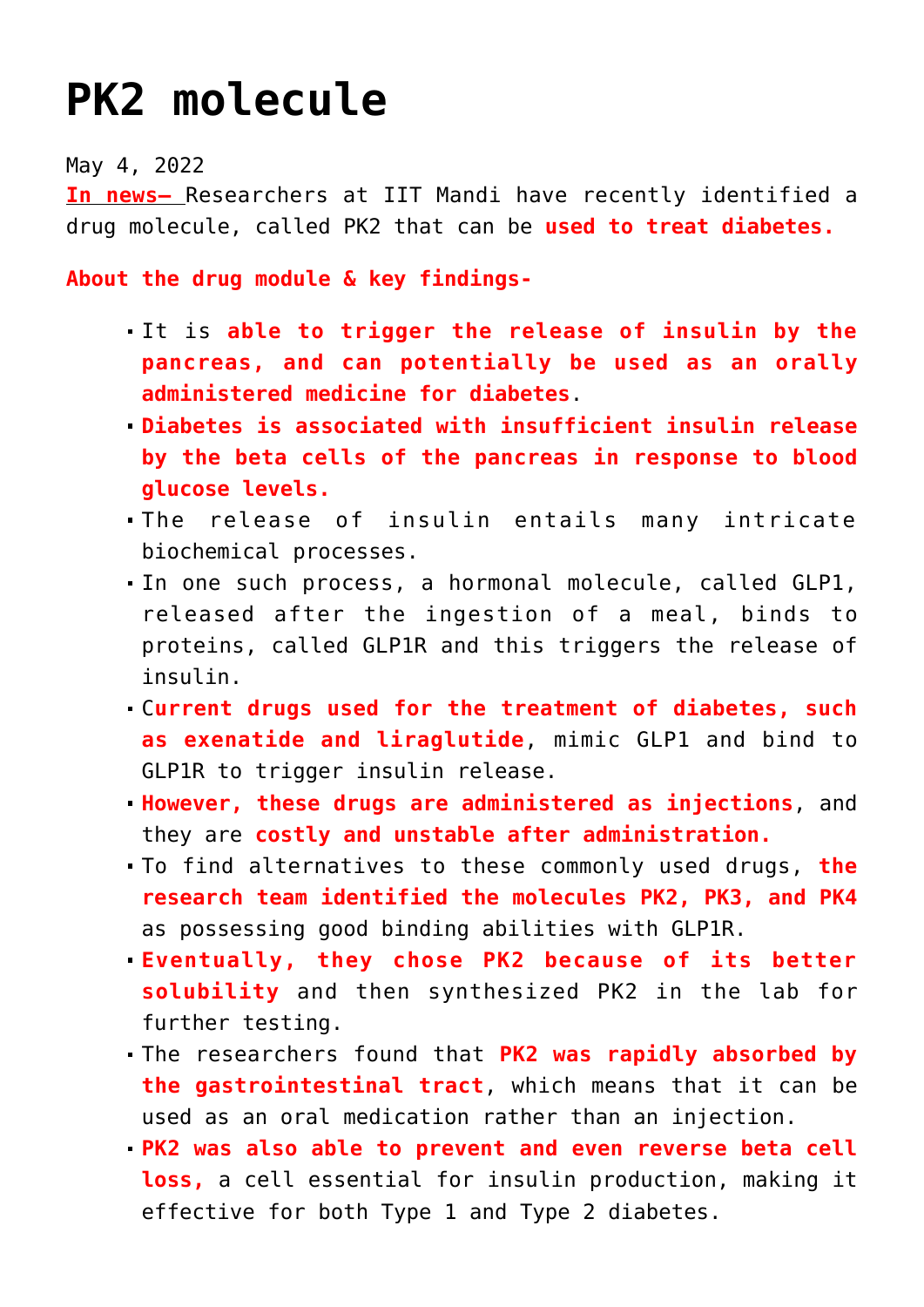# PK2 molecule

May 4, 2022

**In news–** Researchers at IIT Mandi have recently identified a drug molecule, called PK2 that can be **used to treat diabetes.**

**About the drug module & key findings-**

- It is **able to trigger the release of insulin by the pancreas, and can potentially be used as an orally administered medicine for diabetes**.
- **Diabetes is associated with insufficient insulin release by the beta cells of the pancreas in response to blood glucose levels.**
- The release of insulin entails many intricate biochemical processes.
- In one such process, a hormonal molecule, called GLP1, released after the ingestion of a meal, binds to proteins, called GLP1R and this triggers the release of insulin.
- C**urrent drugs used for the treatment of diabetes, such as exenatide and liraglutide**, mimic GLP1 and bind to GLP1R to trigger insulin release.
- **However, these drugs are administered as injections**, and they are **costly and unstable after administration.**
- To find alternatives to these commonly used drugs, **the research team identified the molecules PK2, PK3, and PK4** as possessing good binding abilities with GLP1R.
- **Eventually, they chose PK2 because of its better solubility** and then synthesized PK2 in the lab for further testing.
- The researchers found that **PK2 was rapidly absorbed by the gastrointestinal tract**, which means that it can be used as an oral medication rather than an injection.
- **PK2 was also able to prevent and even reverse beta cell loss,** a cell essential for insulin production, making it effective for both Type 1 and Type 2 diabetes.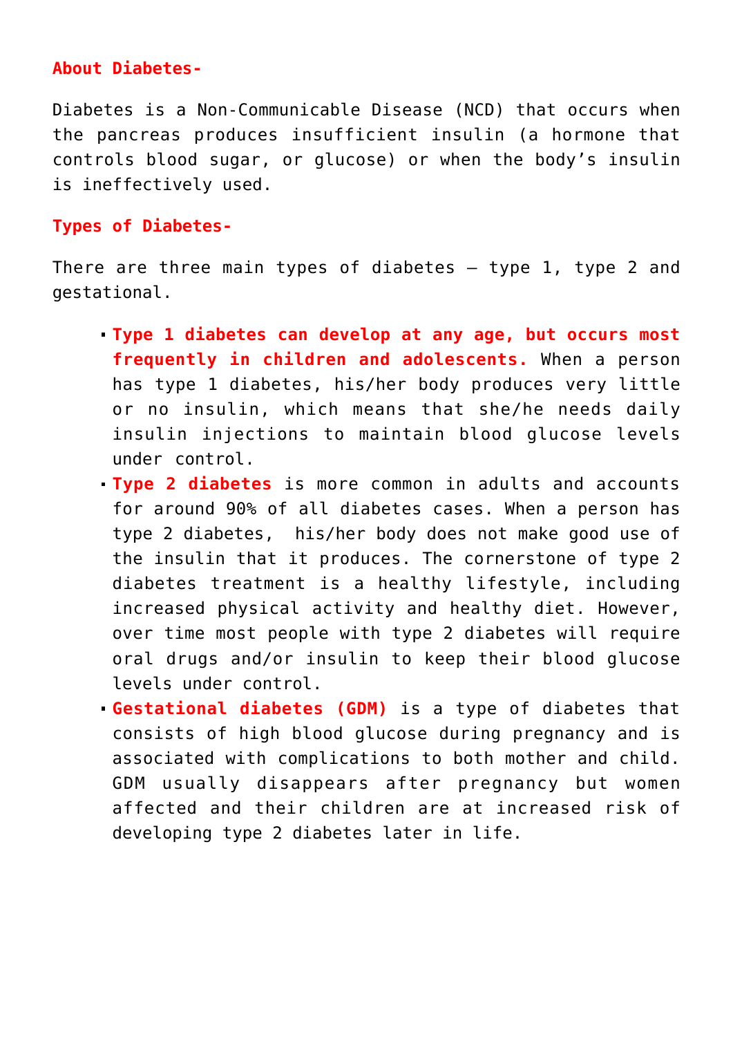**About Diabetes-**

Diabetes is a Non-Communicable Disease (NCD) that occurs when the pancreas produces insufficient insulin (a hormone that controls blood sugar, or glucose) or when the body's insulin is ineffectively used.

**Types of Diabetes-**

There are three main types of diabetes – type 1, type 2 and gestational.

- **Type 1 diabetes can develop at any age, but occurs most frequently in children and adolescents.** When a person has type 1 diabetes, his/her body produces very little or no insulin, which means that she/he needs daily insulin injections to maintain blood glucose levels under control.
- **Type 2 diabetes** is more common in adults and accounts for around 90% of all diabetes cases. When a person has type 2 diabetes, his/her body does not make good use of the insulin that it produces. The cornerstone of type 2 diabetes treatment is a healthy lifestyle, including increased physical activity and healthy diet. However, over time most people with type 2 diabetes will require oral drugs and/or insulin to keep their blood glucose levels under control.
- **Gestational diabetes (GDM)** is a type of diabetes that consists of high blood glucose during pregnancy and is associated with complications to both mother and child. GDM usually disappears after pregnancy but women affected and their children are at increased risk of developing type 2 diabetes later in life.